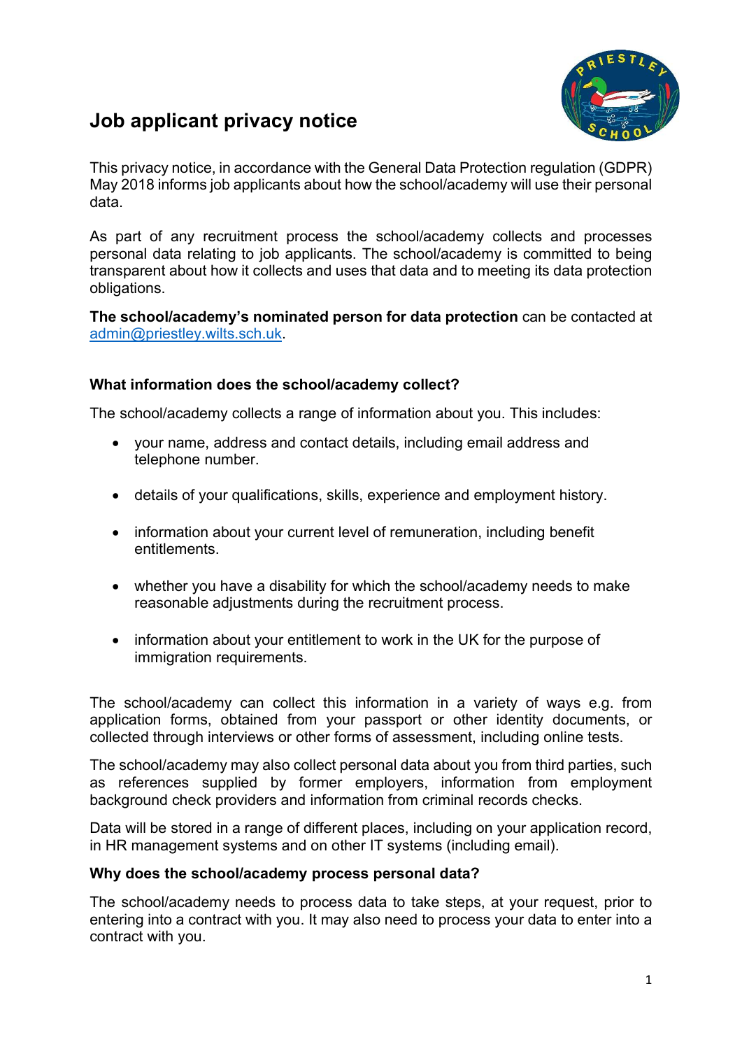# Job applicant privacy notice

This privacy notice, in accordance with the General Data Protection regulation (GDPR) May 2018 informs job applicants about how the school/academy will use their personal data.

As part of any recruitment process the school/academy collects and processes personal data relating to job applicants. The school/academy is committed to being transparent about how it collects and uses that data and to meeting its data protection obligations.

**The school/academy's nominated person for data protection** can be contacted at admin@priestley.wilts.sch.uk.

### What information does the school/academy collect?

The school/academy collects a range of information about you. This includes:

- your name, address and contact details, including email address and telephone number.
- details of your qualifications, skills, experience and employment history.
- information about your current level of remuneration, including benefit entitlements.
- whether you have a disability for which the school/academy needs to make reasonable adjustments during the recruitment process.
- information about your entitlement to work in the UK for the purpose of immigration requirements.

The school/academy can collect this information in a variety of ways e.g. from application forms, obtained from your passport or other identity documents, or collected through interviews or other forms of assessment, including online tests.

The school/academy may also collect personal data about you from third parties, such as references supplied by former employers, information from employment background check providers and information from criminal records checks.

Data will be stored in a range of different places, including on your application record, in HR management systems and on other IT systems (including email).

### Why does the school/academy process personal data?

The school/academy needs to process data to take steps, at your request, prior to entering into a contract with you. It may also need to process your data to enter into a contract with you.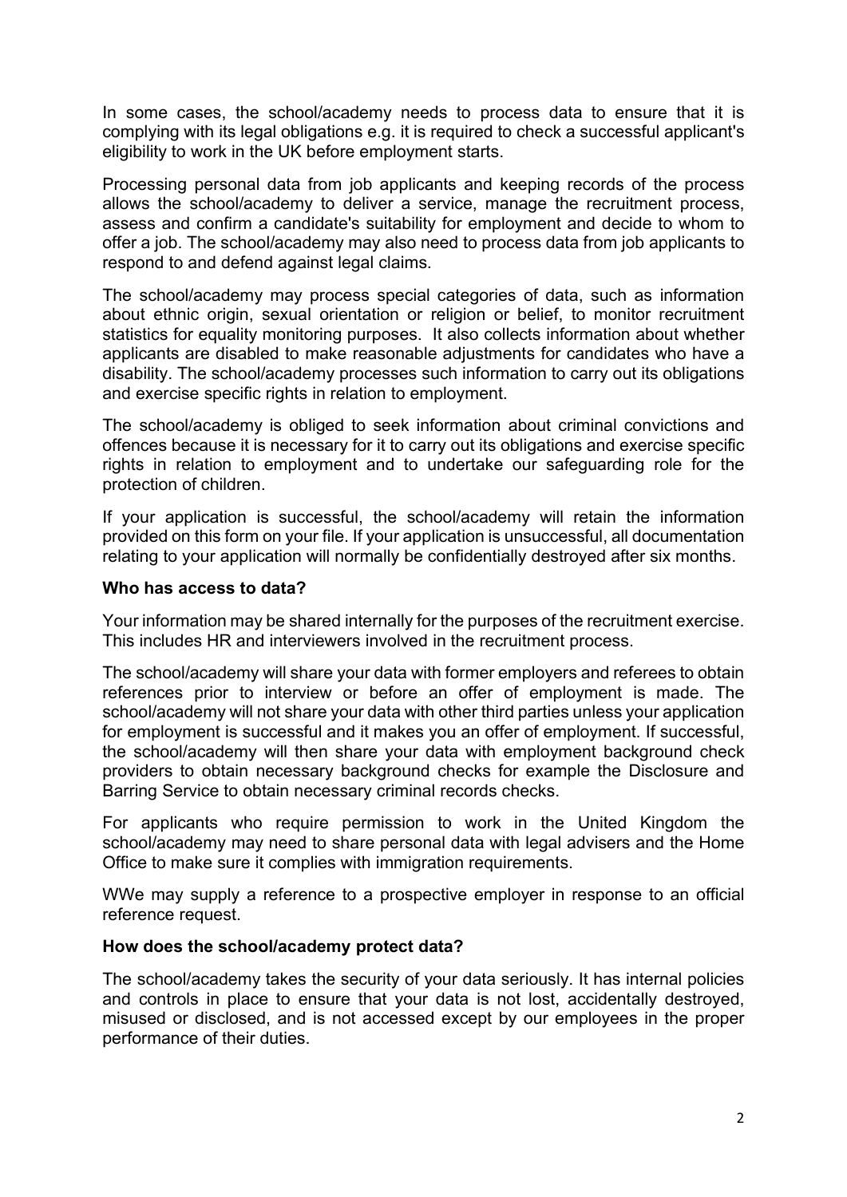In some cases, the school/academy needs to process data to ensure that it is complying with its legal obligations e.g. it is required to check a successful applicant's eligibility to work in the UK before employment starts.

Processing personal data from job applicants and keeping records of the process allows the school/academy to deliver a service, manage the recruitment process, assess and confirm a candidate's suitability for employment and decide to whom to offer a job. The school/academy may also need to process data from job applicants to respond to and defend against legal claims.

The school/academy may process special categories of data, such as information about ethnic origin, sexual orientation or religion or belief, to monitor recruitment statistics for equality monitoring purposes. It also collects information about whether applicants are disabled to make reasonable adjustments for candidates who have a disability. The school/academy processes such information to carry out its obligations and exercise specific rights in relation to employment.

The school/academy is obliged to seek information about criminal convictions and offences because it is necessary for it to carry out its obligations and exercise specific rights in relation to employment and to undertake our safeguarding role for the protection of children.

If your application is successful, the school/academy will retain the information provided on this form on your file. If your application is unsuccessful, all documentation relating to your application will normally be confidentially destroyed after six months.

**Who has access to data?**

Your information may be shared internally for the purposes of the recruitment exercise. This includes HR and interviewers involved in the recruitment process.

The school/academy will share your data with former employers and referees to obtain references prior to interview or before an offer of employment is made. The school/academy will not share your data with other third parties unless your application for employment is successful and it makes you an offer of employment. If successful, the school/academy will then share your data with employment background check providers to obtain necessary background checks for example the Disclosure and Barring Service to obtain necessary criminal records checks.

For applicants who require permission to work in the United Kingdom the school/academy may need to share personal data with legal advisers and the Home Office to make sure it complies with immigration requirements.

WWe may supply a reference to a prospective employer in response to an official reference request.

**How does the school/academy protect data?**

The school/academy takes the security of your data seriously. It has internal policies and controls in place to ensure that your data is not lost, accidentally destroyed, misused or disclosed, and is not accessed except by our employees in the proper performance of their duties.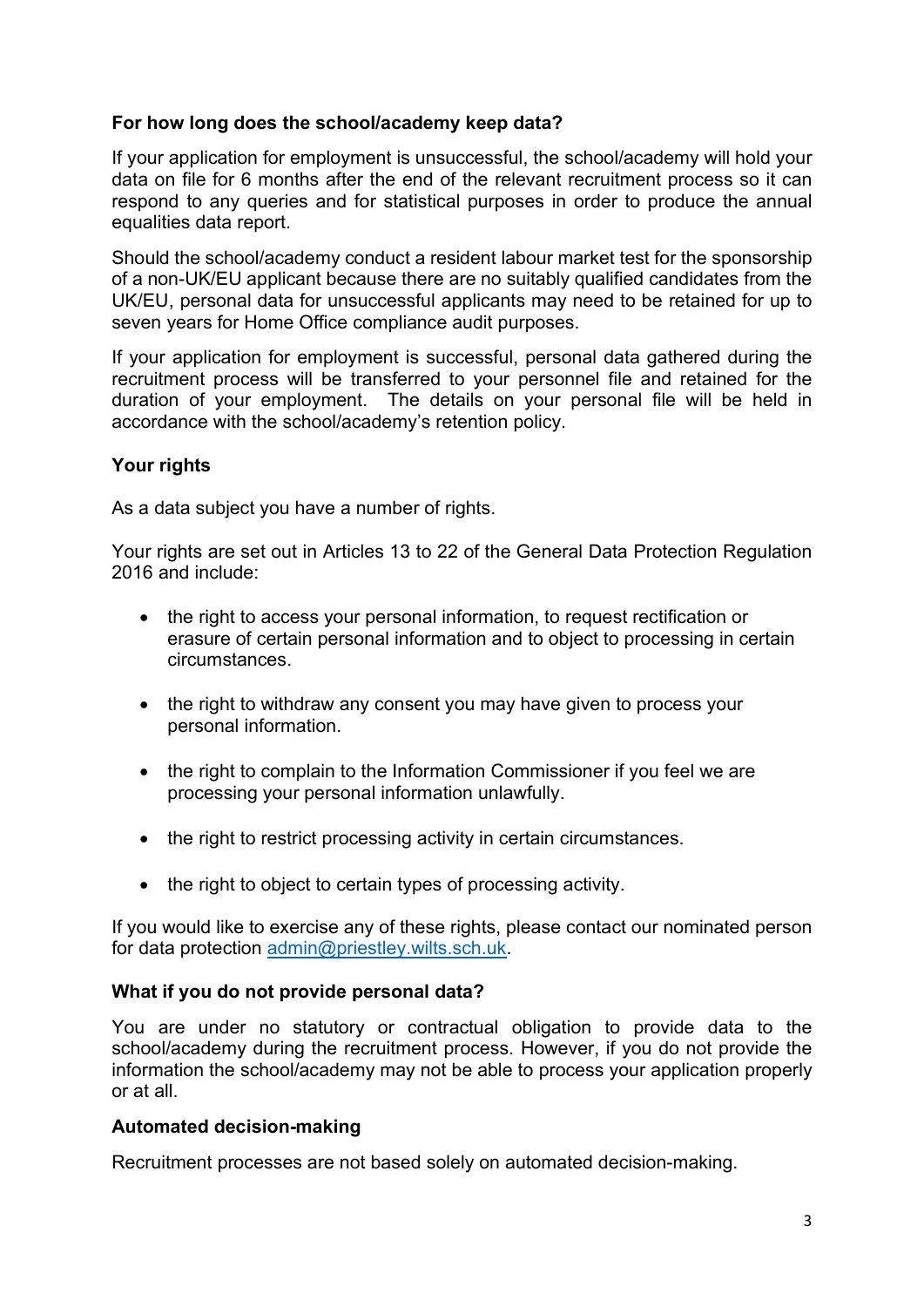**For how long does the school/academy keep data?**

If your application for employment is unsuccessful, the school/academy will hold your data on file for 6 months after the end of the relevant recruitment process so it can respond to any queries and for statistical purposes in order to produce the annual equalities data report.

Should the school/academy conduct a resident labour market test for the sponsorship of a non-UK/EU applicant because there are no suitably qualified candidates from the UK/EU, personal data for unsuccessful applicants may need to be retained for up to seven years for Home Office compliance audit purposes.

If your application for employment is successful, personal data gathered during the recruitment process will be transferred to your personnel file and retained for the duration of your employment. The details on your personal file will be held in accordance with the school/academy's retention policy.

**Your rights**

As a data subject you have a number of rights.

Your rights are set out in Articles 13 to 22 of the General Data Protection Regulation 2016 and include:

- the right to access your personal information, to request rectification or erasure of certain personal information and to object to processing in certain circumstances.
- the right to withdraw any consent you may have given to process your personal information.
- the right to complain to the Information Commissioner if you feel we are processing your personal information unlawfully.
- the right to restrict processing activity in certain circumstances.
- the right to object to certain types of processing activity.

If you would like to exercise any of these rights, please contact our nominated person for data protection admin@priestley.wilts.sch.uk.

**What if you do not provide personal data?**

You are under no statutory or contractual obligation to provide data to the school/academy during the recruitment process. However, if you do not provide the information the school/academy may not be able to process your application properly or at all.

**Automated decision-making**

Recruitment processes are not based solely on automated decision-making.